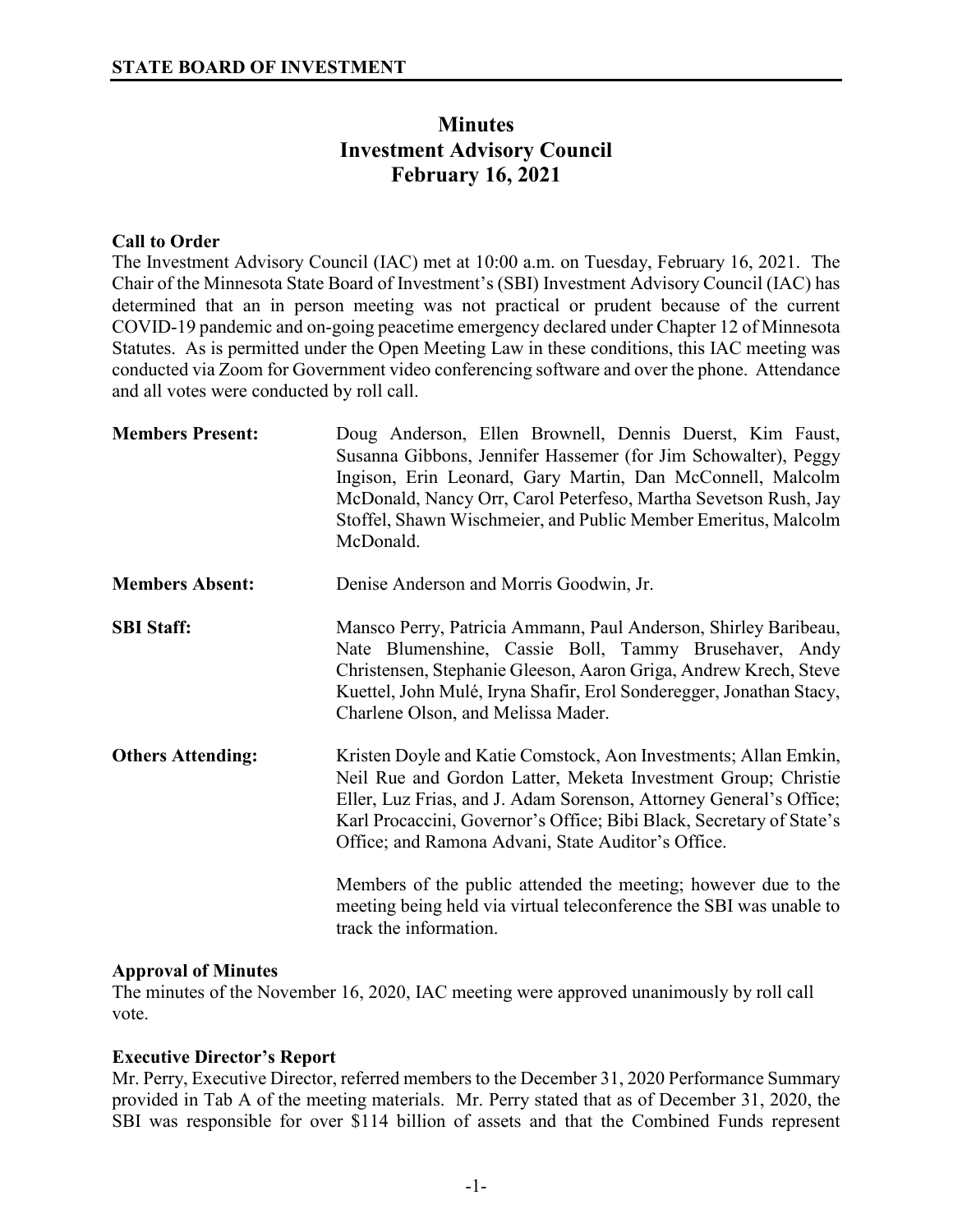**STATE BOARD OF INVESTMENT**

# Minutes
# Investment Advisory Council
# February 16, 2021

### Call to Order

The Investment Advisory Council (IAC) met at 10:00 a.m. on Tuesday, February 16, 2021. The Chair of the Minnesota State Board of Investment's (SBI) Investment Advisory Council (IAC) has determined that an in person meeting was not practical or prudent because of the current COVID-19 pandemic and on-going peacetime emergency declared under Chapter 12 of Minnesota Statutes. As is permitted under the Open Meeting Law in these conditions, this IAC meeting was conducted via Zoom for Government video conferencing software and over the phone. Attendance and all votes were conducted by roll call.

| | |
|---|---|
| **Members Present:** | Doug Anderson, Ellen Brownell, Dennis Duerst, Kim Faust, Susanna Gibbons, Jennifer Hassemer (for Jim Schowalter), Peggy Ingison, Erin Leonard, Gary Martin, Dan McConnell, Malcolm McDonald, Nancy Orr, Carol Peterfeso, Martha Sevetson Rush, Jay Stoffel, Shawn Wischmeier, and Public Member Emeritus, Malcolm McDonald. |
| **Members Absent:** | Denise Anderson and Morris Goodwin, Jr. |
| **SBI Staff:** | Mansco Perry, Patricia Ammann, Paul Anderson, Shirley Baribeau, Nate Blumenshine, Cassie Boll, Tammy Brusehaver, Andy Christensen, Stephanie Gleeson, Aaron Griga, Andrew Krech, Steve Kuettel, John Mulé, Iryna Shafir, Erol Sonderegger, Jonathan Stacy, Charlene Olson, and Melissa Mader. |
| **Others Attending:** | Kristen Doyle and Katie Comstock, Aon Investments; Allan Emkin, Neil Rue and Gordon Latter, Meketa Investment Group; Christie Eller, Luz Frias, and J. Adam Sorenson, Attorney General's Office; Karl Procaccini, Governor's Office; Bibi Black, Secretary of State's Office; and Ramona Advani, State Auditor's Office.<br><br>Members of the public attended the meeting; however due to the meeting being held via virtual teleconference the SBI was unable to track the information. |

### Approval of Minutes

The minutes of the November 16, 2020, IAC meeting were approved unanimously by roll call vote.

### Executive Director's Report

Mr. Perry, Executive Director, referred members to the December 31, 2020 Performance Summary provided in Tab A of the meeting materials. Mr. Perry stated that as of December 31, 2020, the SBI was responsible for over $114 billion of assets and that the Combined Funds represent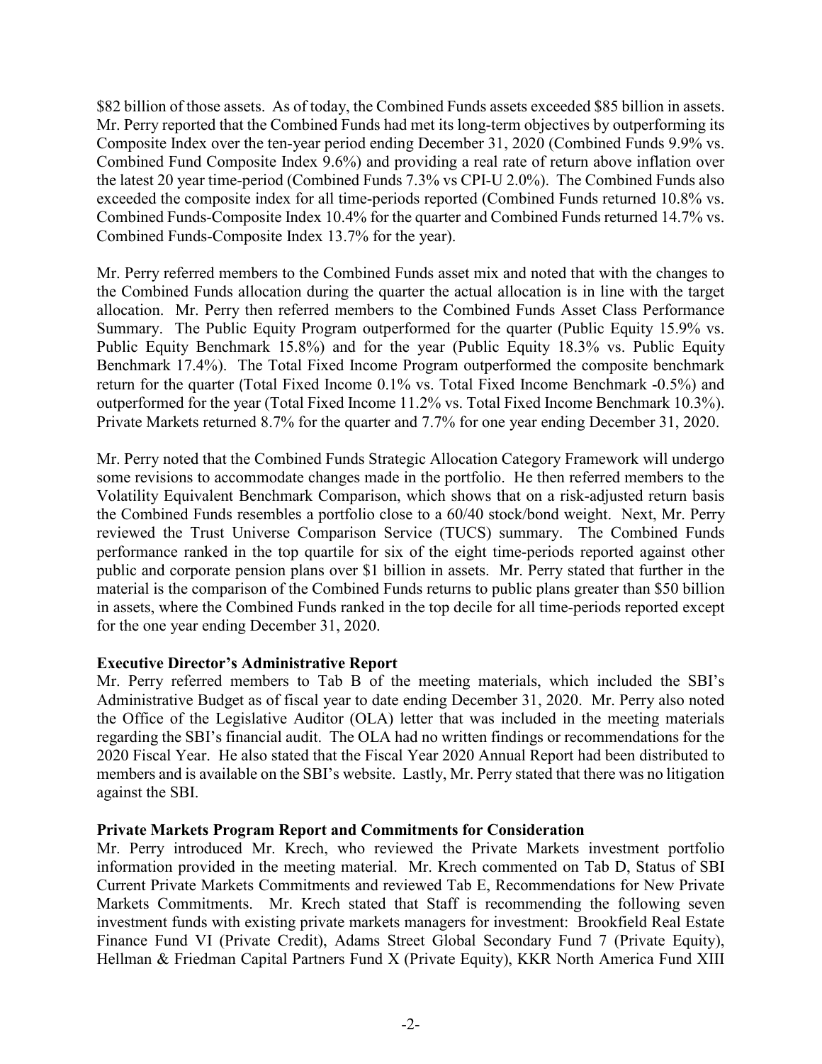$82 billion of those assets. As of today, the Combined Funds assets exceeded $85 billion in assets. Mr. Perry reported that the Combined Funds had met its long-term objectives by outperforming its Composite Index over the ten-year period ending December 31, 2020 (Combined Funds 9.9% vs. Combined Fund Composite Index 9.6%) and providing a real rate of return above inflation over the latest 20 year time-period (Combined Funds 7.3% vs CPI-U 2.0%). The Combined Funds also exceeded the composite index for all time-periods reported (Combined Funds returned 10.8% vs. Combined Funds-Composite Index 10.4% for the quarter and Combined Funds returned 14.7% vs. Combined Funds-Composite Index 13.7% for the year).

Mr. Perry referred members to the Combined Funds asset mix and noted that with the changes to the Combined Funds allocation during the quarter the actual allocation is in line with the target allocation. Mr. Perry then referred members to the Combined Funds Asset Class Performance Summary. The Public Equity Program outperformed for the quarter (Public Equity 15.9% vs. Public Equity Benchmark 15.8%) and for the year (Public Equity 18.3% vs. Public Equity Benchmark 17.4%). The Total Fixed Income Program outperformed the composite benchmark return for the quarter (Total Fixed Income 0.1% vs. Total Fixed Income Benchmark -0.5%) and outperformed for the year (Total Fixed Income 11.2% vs. Total Fixed Income Benchmark 10.3%). Private Markets returned 8.7% for the quarter and 7.7% for one year ending December 31, 2020.

Mr. Perry noted that the Combined Funds Strategic Allocation Category Framework will undergo some revisions to accommodate changes made in the portfolio. He then referred members to the Volatility Equivalent Benchmark Comparison, which shows that on a risk-adjusted return basis the Combined Funds resembles a portfolio close to a 60/40 stock/bond weight. Next, Mr. Perry reviewed the Trust Universe Comparison Service (TUCS) summary. The Combined Funds performance ranked in the top quartile for six of the eight time-periods reported against other public and corporate pension plans over $1 billion in assets. Mr. Perry stated that further in the material is the comparison of the Combined Funds returns to public plans greater than $50 billion in assets, where the Combined Funds ranked in the top decile for all time-periods reported except for the one year ending December 31, 2020.

**Executive Director's Administrative Report**

Mr. Perry referred members to Tab B of the meeting materials, which included the SBI's Administrative Budget as of fiscal year to date ending December 31, 2020. Mr. Perry also noted the Office of the Legislative Auditor (OLA) letter that was included in the meeting materials regarding the SBI's financial audit. The OLA had no written findings or recommendations for the 2020 Fiscal Year. He also stated that the Fiscal Year 2020 Annual Report had been distributed to members and is available on the SBI's website. Lastly, Mr. Perry stated that there was no litigation against the SBI.

**Private Markets Program Report and Commitments for Consideration**

Mr. Perry introduced Mr. Krech, who reviewed the Private Markets investment portfolio information provided in the meeting material. Mr. Krech commented on Tab D, Status of SBI Current Private Markets Commitments and reviewed Tab E, Recommendations for New Private Markets Commitments. Mr. Krech stated that Staff is recommending the following seven investment funds with existing private markets managers for investment: Brookfield Real Estate Finance Fund VI (Private Credit), Adams Street Global Secondary Fund 7 (Private Equity), Hellman & Friedman Capital Partners Fund X (Private Equity), KKR North America Fund XIII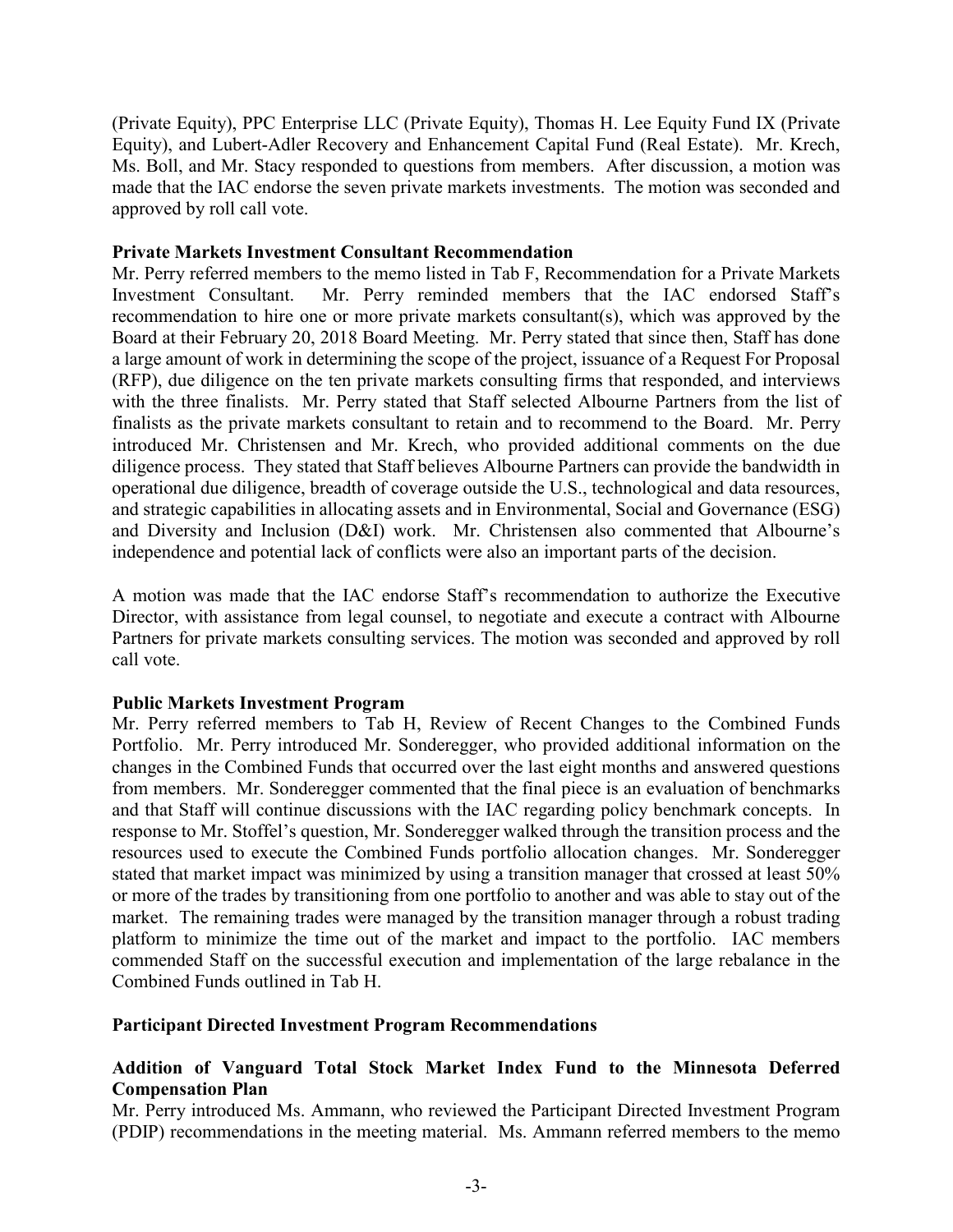(Private Equity), PPC Enterprise LLC (Private Equity), Thomas H. Lee Equity Fund IX (Private Equity), and Lubert-Adler Recovery and Enhancement Capital Fund (Real Estate). Mr. Krech, Ms. Boll, and Mr. Stacy responded to questions from members. After discussion, a motion was made that the IAC endorse the seven private markets investments. The motion was seconded and approved by roll call vote.

**Private Markets Investment Consultant Recommendation**

Mr. Perry referred members to the memo listed in Tab F, Recommendation for a Private Markets Investment Consultant. Mr. Perry reminded members that the IAC endorsed Staff's recommendation to hire one or more private markets consultant(s), which was approved by the Board at their February 20, 2018 Board Meeting. Mr. Perry stated that since then, Staff has done a large amount of work in determining the scope of the project, issuance of a Request For Proposal (RFP), due diligence on the ten private markets consulting firms that responded, and interviews with the three finalists. Mr. Perry stated that Staff selected Albourne Partners from the list of finalists as the private markets consultant to retain and to recommend to the Board. Mr. Perry introduced Mr. Christensen and Mr. Krech, who provided additional comments on the due diligence process. They stated that Staff believes Albourne Partners can provide the bandwidth in operational due diligence, breadth of coverage outside the U.S., technological and data resources, and strategic capabilities in allocating assets and in Environmental, Social and Governance (ESG) and Diversity and Inclusion (D&I) work. Mr. Christensen also commented that Albourne's independence and potential lack of conflicts were also an important parts of the decision.

A motion was made that the IAC endorse Staff's recommendation to authorize the Executive Director, with assistance from legal counsel, to negotiate and execute a contract with Albourne Partners for private markets consulting services. The motion was seconded and approved by roll call vote.

**Public Markets Investment Program**

Mr. Perry referred members to Tab H, Review of Recent Changes to the Combined Funds Portfolio. Mr. Perry introduced Mr. Sonderegger, who provided additional information on the changes in the Combined Funds that occurred over the last eight months and answered questions from members. Mr. Sonderegger commented that the final piece is an evaluation of benchmarks and that Staff will continue discussions with the IAC regarding policy benchmark concepts. In response to Mr. Stoffel's question, Mr. Sonderegger walked through the transition process and the resources used to execute the Combined Funds portfolio allocation changes. Mr. Sonderegger stated that market impact was minimized by using a transition manager that crossed at least 50% or more of the trades by transitioning from one portfolio to another and was able to stay out of the market. The remaining trades were managed by the transition manager through a robust trading platform to minimize the time out of the market and impact to the portfolio. IAC members commended Staff on the successful execution and implementation of the large rebalance in the Combined Funds outlined in Tab H.

**Participant Directed Investment Program Recommendations**

**Addition of Vanguard Total Stock Market Index Fund to the Minnesota Deferred Compensation Plan**

Mr. Perry introduced Ms. Ammann, who reviewed the Participant Directed Investment Program (PDIP) recommendations in the meeting material. Ms. Ammann referred members to the memo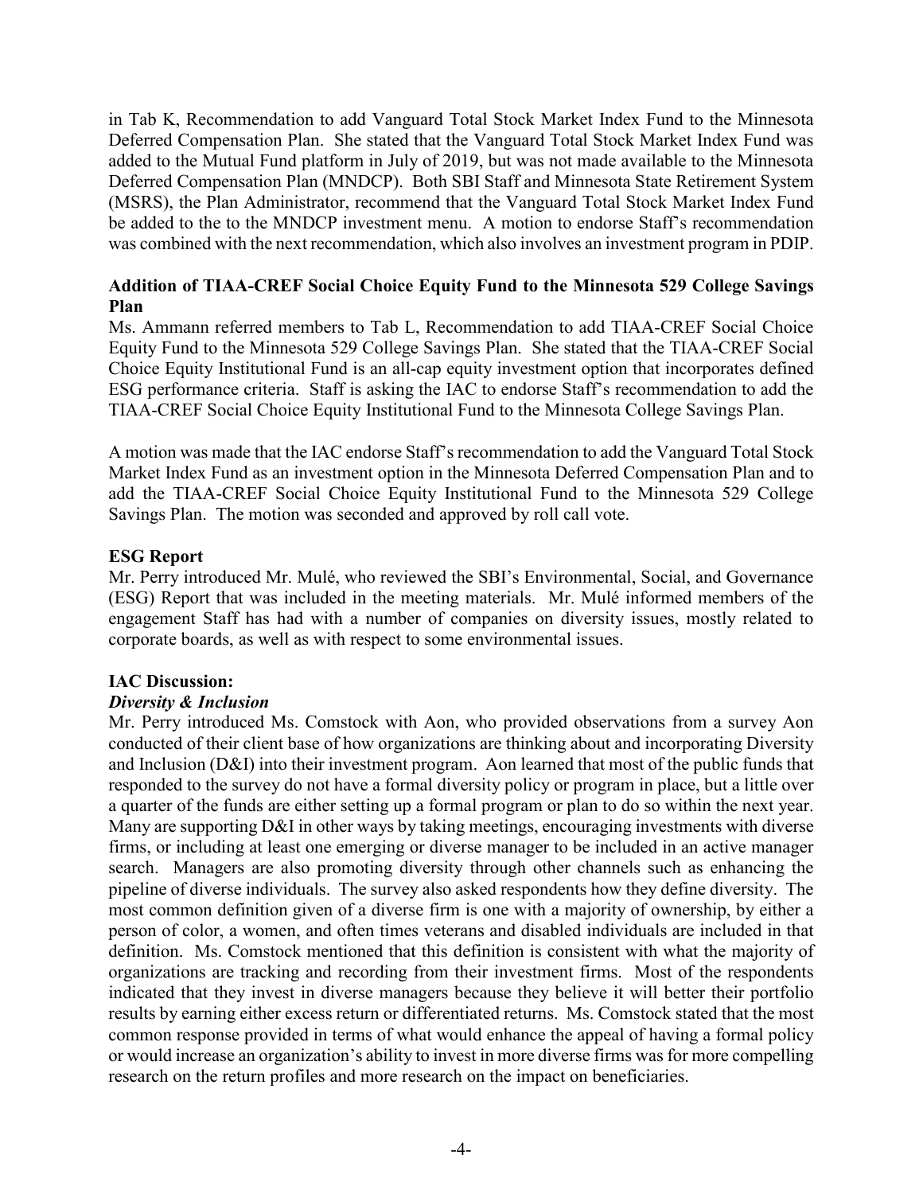in Tab K, Recommendation to add Vanguard Total Stock Market Index Fund to the Minnesota Deferred Compensation Plan. She stated that the Vanguard Total Stock Market Index Fund was added to the Mutual Fund platform in July of 2019, but was not made available to the Minnesota Deferred Compensation Plan (MNDCP). Both SBI Staff and Minnesota State Retirement System (MSRS), the Plan Administrator, recommend that the Vanguard Total Stock Market Index Fund be added to the to the MNDCP investment menu. A motion to endorse Staff's recommendation was combined with the next recommendation, which also involves an investment program in PDIP.

**Addition of TIAA-CREF Social Choice Equity Fund to the Minnesota 529 College Savings Plan**

Ms. Ammann referred members to Tab L, Recommendation to add TIAA-CREF Social Choice Equity Fund to the Minnesota 529 College Savings Plan. She stated that the TIAA-CREF Social Choice Equity Institutional Fund is an all-cap equity investment option that incorporates defined ESG performance criteria. Staff is asking the IAC to endorse Staff's recommendation to add the TIAA-CREF Social Choice Equity Institutional Fund to the Minnesota College Savings Plan.

A motion was made that the IAC endorse Staff's recommendation to add the Vanguard Total Stock Market Index Fund as an investment option in the Minnesota Deferred Compensation Plan and to add the TIAA-CREF Social Choice Equity Institutional Fund to the Minnesota 529 College Savings Plan. The motion was seconded and approved by roll call vote.

**ESG Report**

Mr. Perry introduced Mr. Mulé, who reviewed the SBI's Environmental, Social, and Governance (ESG) Report that was included in the meeting materials. Mr. Mulé informed members of the engagement Staff has had with a number of companies on diversity issues, mostly related to corporate boards, as well as with respect to some environmental issues.

**IAC Discussion:**

***Diversity & Inclusion***

Mr. Perry introduced Ms. Comstock with Aon, who provided observations from a survey Aon conducted of their client base of how organizations are thinking about and incorporating Diversity and Inclusion (D&I) into their investment program. Aon learned that most of the public funds that responded to the survey do not have a formal diversity policy or program in place, but a little over a quarter of the funds are either setting up a formal program or plan to do so within the next year. Many are supporting D&I in other ways by taking meetings, encouraging investments with diverse firms, or including at least one emerging or diverse manager to be included in an active manager search. Managers are also promoting diversity through other channels such as enhancing the pipeline of diverse individuals. The survey also asked respondents how they define diversity. The most common definition given of a diverse firm is one with a majority of ownership, by either a person of color, a women, and often times veterans and disabled individuals are included in that definition. Ms. Comstock mentioned that this definition is consistent with what the majority of organizations are tracking and recording from their investment firms. Most of the respondents indicated that they invest in diverse managers because they believe it will better their portfolio results by earning either excess return or differentiated returns. Ms. Comstock stated that the most common response provided in terms of what would enhance the appeal of having a formal policy or would increase an organization's ability to invest in more diverse firms was for more compelling research on the return profiles and more research on the impact on beneficiaries.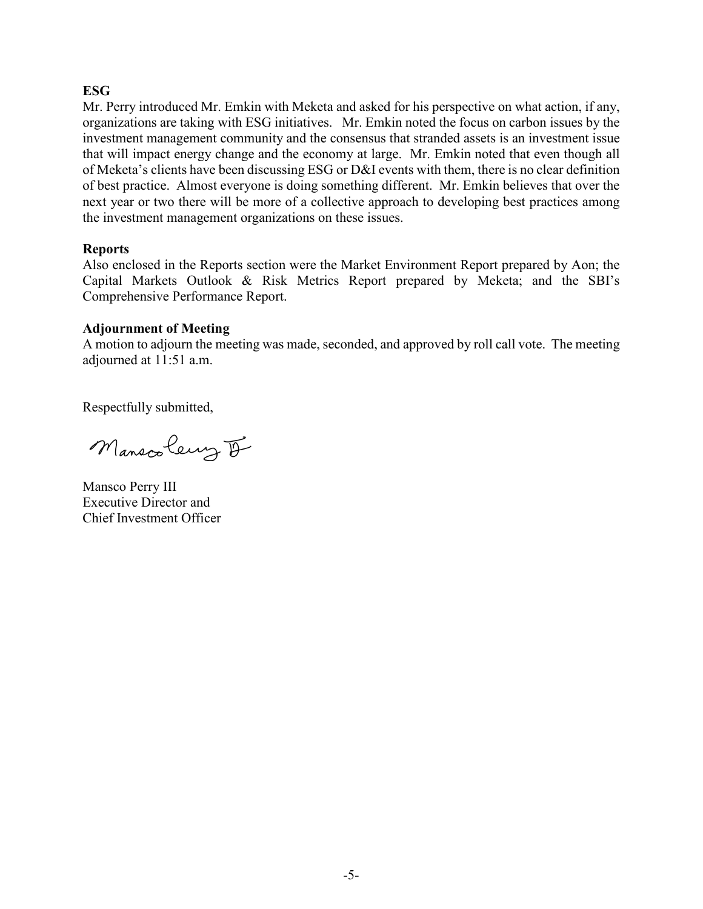**ESG**

Mr. Perry introduced Mr. Emkin with Meketa and asked for his perspective on what action, if any, organizations are taking with ESG initiatives. Mr. Emkin noted the focus on carbon issues by the investment management community and the consensus that stranded assets is an investment issue that will impact energy change and the economy at large. Mr. Emkin noted that even though all of Meketa's clients have been discussing ESG or D&I events with them, there is no clear definition of best practice. Almost everyone is doing something different. Mr. Emkin believes that over the next year or two there will be more of a collective approach to developing best practices among the investment management organizations on these issues.

**Reports**

Also enclosed in the Reports section were the Market Environment Report prepared by Aon; the Capital Markets Outlook & Risk Metrics Report prepared by Meketa; and the SBI's Comprehensive Performance Report.

**Adjournment of Meeting**

A motion to adjourn the meeting was made, seconded, and approved by roll call vote. The meeting adjourned at 11:51 a.m.

Respectfully submitted,

Mansco Perry III
Executive Director and
Chief Investment Officer